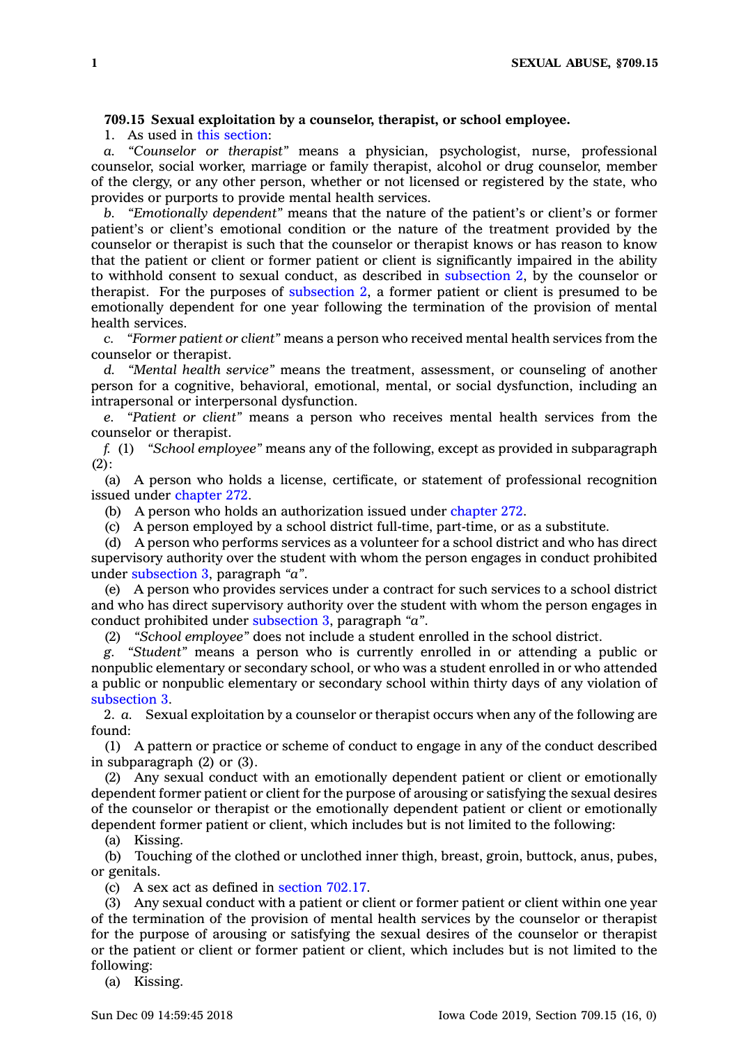**709.15 Sexual exploitation by a counselor, therapist, or school employee.**

1. As used in this section:

*a. "Counselor or therapist"* means a physician, psychologist, nurse, professional counselor, social worker, marriage or family therapist, alcohol or drug counselor, member of the clergy, or any other person, whether or not licensed or registered by the state, who provides or purports to provide mental health services.

*b. "Emotionally dependent"* means that the nature of the patient's or client's or former patient's or client's emotional condition or the nature of the treatment provided by the counselor or therapist is such that the counselor or therapist knows or has reason to know that the patient or client or former patient or client is significantly impaired in the ability to withhold consent to sexual conduct, as described in subsection 2, by the counselor or therapist. For the purposes of subsection 2, a former patient or client is presumed to be emotionally dependent for one year following the termination of the provision of mental health services.

*c. "Former patient or client"* means a person who received mental health services from the counselor or therapist.

*d. "Mental health service"* means the treatment, assessment, or counseling of another person for a cognitive, behavioral, emotional, mental, or social dysfunction, including an intrapersonal or interpersonal dysfunction.

*e. "Patient or client"* means a person who receives mental health services from the counselor or therapist.

*f.* (1) *"School employee"* means any of the following, except as provided in subparagraph (2):

(a) A person who holds a license, certificate, or statement of professional recognition issued under chapter 272.

(b) A person who holds an authorization issued under chapter 272.

(c) A person employed by a school district full-time, part-time, or as a substitute.

(d) A person who performs services as a volunteer for a school district and who has direct supervisory authority over the student with whom the person engages in conduct prohibited under subsection 3, paragraph *"a"*.

(e) A person who provides services under a contract for such services to a school district and who has direct supervisory authority over the student with whom the person engages in conduct prohibited under subsection 3, paragraph *"a"*.

(2) *"School employee"* does not include a student enrolled in the school district.

*g. "Student"* means a person who is currently enrolled in or attending a public or nonpublic elementary or secondary school, or who was a student enrolled in or who attended a public or nonpublic elementary or secondary school within thirty days of any violation of subsection 3.

2. *a.* Sexual exploitation by a counselor or therapist occurs when any of the following are found:

(1) A pattern or practice or scheme of conduct to engage in any of the conduct described in subparagraph (2) or (3).

(2) Any sexual conduct with an emotionally dependent patient or client or emotionally dependent former patient or client for the purpose of arousing or satisfying the sexual desires of the counselor or therapist or the emotionally dependent patient or client or emotionally dependent former patient or client, which includes but is not limited to the following:

(a) Kissing.

(b) Touching of the clothed or unclothed inner thigh, breast, groin, buttock, anus, pubes, or genitals.

(c) A sex act as defined in section 702.17.

(3) Any sexual conduct with a patient or client or former patient or client within one year of the termination of the provision of mental health services by the counselor or therapist for the purpose of arousing or satisfying the sexual desires of the counselor or therapist or the patient or client or former patient or client, which includes but is not limited to the following:

(a) Kissing.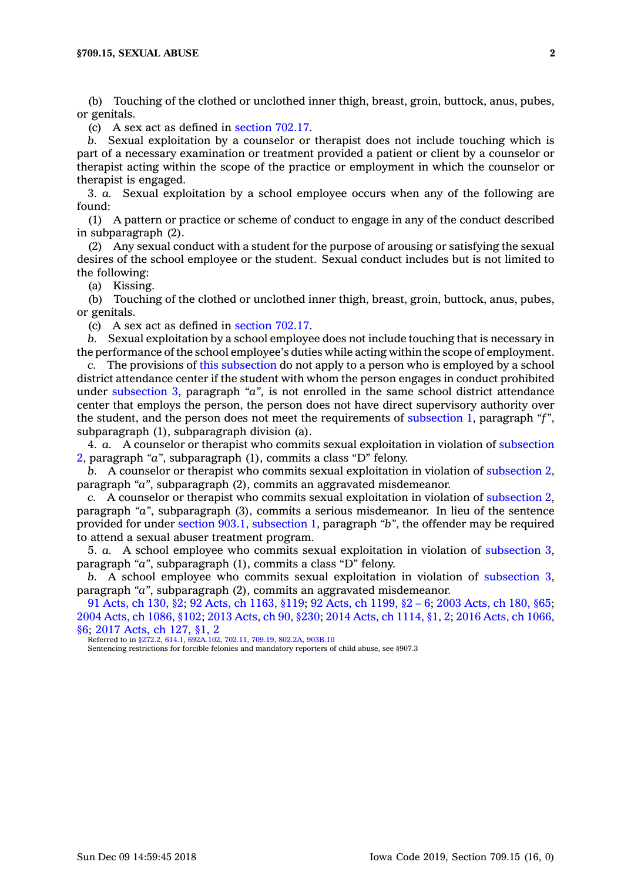(b) Touching of the clothed or unclothed inner thigh, breast, groin, buttock, anus, pubes, or genitals.

(c) A sex act as defined in section 702.17.

*b.* Sexual exploitation by a counselor or therapist does not include touching which is part of a necessary examination or treatment provided a patient or client by a counselor or therapist acting within the scope of the practice or employment in which the counselor or therapist is engaged.

3. *a.* Sexual exploitation by a school employee occurs when any of the following are found:

(1) A pattern or practice or scheme of conduct to engage in any of the conduct described in subparagraph (2).

(2) Any sexual conduct with a student for the purpose of arousing or satisfying the sexual desires of the school employee or the student. Sexual conduct includes but is not limited to the following:

(a) Kissing.

(b) Touching of the clothed or unclothed inner thigh, breast, groin, buttock, anus, pubes, or genitals.

(c) A sex act as defined in section 702.17.

*b.* Sexual exploitation by a school employee does not include touching that is necessary in the performance of the school employee's duties while acting within the scope of employment.

*c.* The provisions of this subsection do not apply to a person who is employed by a school district attendance center if the student with whom the person engages in conduct prohibited under subsection 3, paragraph "*a*", is not enrolled in the same school district attendance center that employs the person, the person does not have direct supervisory authority over the student, and the person does not meet the requirements of subsection 1, paragraph "*f*", subparagraph (1), subparagraph division (a).

4. *a.* A counselor or therapist who commits sexual exploitation in violation of subsection 2, paragraph "*a*", subparagraph (1), commits a class "D" felony.

*b.* A counselor or therapist who commits sexual exploitation in violation of subsection 2, paragraph "*a*", subparagraph (2), commits an aggravated misdemeanor.

*c.* A counselor or therapist who commits sexual exploitation in violation of subsection 2, paragraph "*a*", subparagraph (3), commits a serious misdemeanor. In lieu of the sentence provided for under section 903.1, subsection 1, paragraph "*b*", the offender may be required to attend a sexual abuser treatment program.

5. *a.* A school employee who commits sexual exploitation in violation of subsection 3, paragraph "*a*", subparagraph (1), commits a class "D" felony.

*b.* A school employee who commits sexual exploitation in violation of subsection 3, paragraph "*a*", subparagraph (2), commits an aggravated misdemeanor.

91 Acts, ch 130, §2; 92 Acts, ch 1163, §119; 92 Acts, ch 1199, §2 – 6; 2003 Acts, ch 180, §65; 2004 Acts, ch 1086, §102; 2013 Acts, ch 90, §230; 2014 Acts, ch 1114, §1, 2; 2016 Acts, ch 1066, §6; 2017 Acts, ch 127, §1, 2

Referred to in §272.2, 614.1, 692A.102, 702.11, 709.19, 802.2A, 903B.10

Sentencing restrictions for forcible felonies and mandatory reporters of child abuse, see §907.3